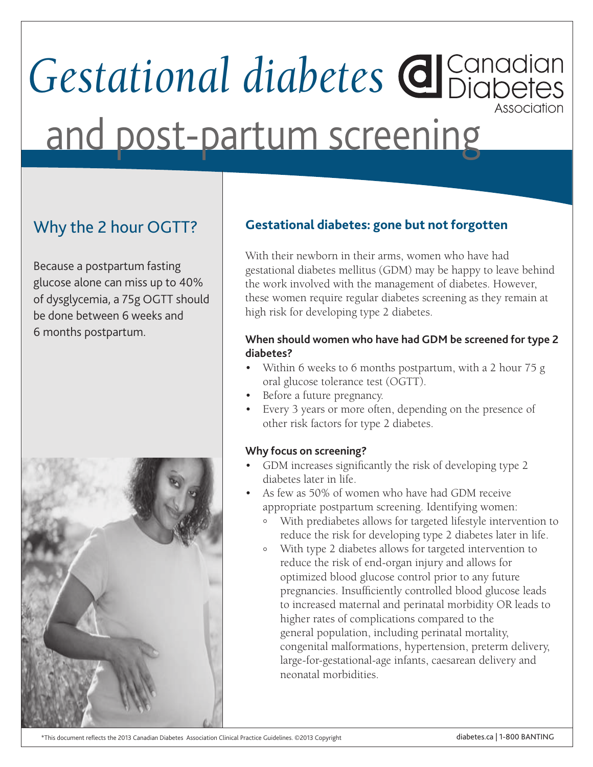# *Gestational diabetes* and post-partum screening

Canadian Diabetes Association

## Why the 2 hour OGTT?

Because a postpartum fasting glucose alone can miss up to 40% of dysglycemia, a 75g OGTT should be done between 6 weeks and 6 months postpartum.

## Gestational diabetes: gone but not forgotten

With their newborn in their arms, women who have had gestational diabetes mellitus (GDM) may be happy to leave behind the work involved with the management of diabetes. However, these women require regular diabetes screening as they remain at high risk for developing type 2 diabetes.

### When should women who have had GDM be screened for type 2 diabetes?

- Within 6 weeks to 6 months postpartum, with a 2 hour 75 g oral glucose tolerance test (OGTT).
- Before a future pregnancy.
- Every 3 years or more often, depending on the presence of other risk factors for type 2 diabetes.

### Why focus on screening?

- GDM increases significantly the risk of developing type 2 diabetes later in life.
- As few as 50% of women who have had GDM receive appropriate postpartum screening. Identifying women:
  - With prediabetes allows for targeted lifestyle intervention to reduce the risk for developing type 2 diabetes later in life.
  - With type 2 diabetes allows for targeted intervention to reduce the risk of end-organ injury and allows for optimized blood glucose control prior to any future pregnancies. Insufficiently controlled blood glucose leads to increased maternal and perinatal morbidity OR leads to higher rates of complications compared to the general population, including perinatal mortality, congenital malformations, hypertension, preterm delivery, large-for-gestational-age infants, caesarean delivery and neonatal morbidities.

*This document reflects the 2013 Canadian Diabetes Association Clinical Practice Guidelines. ©2013 Copyright

diabetes.ca | 1-800 BANTING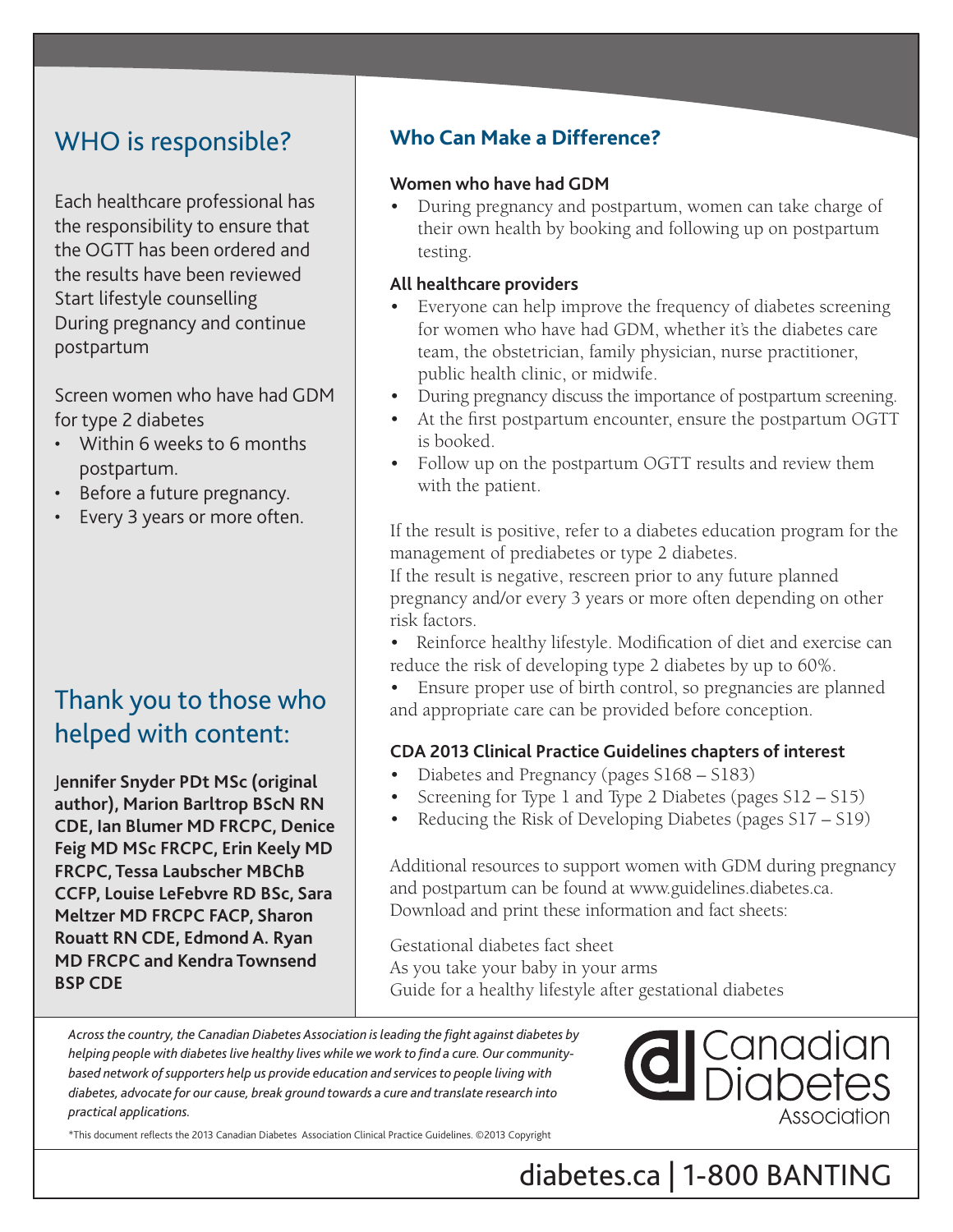## WHO is responsible?

Each healthcare professional has the responsibility to ensure that the OGTT has been ordered and the results have been reviewed Start lifestyle counselling During pregnancy and continue postpartum

Screen women who have had GDM for type 2 diabetes

- Within 6 weeks to 6 months postpartum.
- Before a future pregnancy.
- Every 3 years or more often.

## Thank you to those who helped with content:

**Jennifer Snyder PDt MSc (original author), Marion Barltrop BScN RN CDE, Ian Blumer MD FRCPC, Denice Feig MD MSc FRCPC, Erin Keely MD FRCPC, Tessa Laubscher MBChB CCFP, Louise LeFebvre RD BSc, Sara Meltzer MD FRCPC FACP, Sharon Rouatt RN CDE, Edmond A. Ryan MD FRCPC and Kendra Townsend BSP CDE**

## Who Can Make a Difference?

**Women who have had GDM**

- During pregnancy and postpartum, women can take charge of their own health by booking and following up on postpartum testing.

**All healthcare providers**

- Everyone can help improve the frequency of diabetes screening for women who have had GDM, whether it's the diabetes care team, the obstetrician, family physician, nurse practitioner, public health clinic, or midwife.
- During pregnancy discuss the importance of postpartum screening.
- At the first postpartum encounter, ensure the postpartum OGTT is booked.
- Follow up on the postpartum OGTT results and review them with the patient.

If the result is positive, refer to a diabetes education program for the management of prediabetes or type 2 diabetes.
If the result is negative, rescreen prior to any future planned pregnancy and/or every 3 years or more often depending on other risk factors.

- Reinforce healthy lifestyle. Modification of diet and exercise can reduce the risk of developing type 2 diabetes by up to 60%.
- Ensure proper use of birth control, so pregnancies are planned and appropriate care can be provided before conception.

**CDA 2013 Clinical Practice Guidelines chapters of interest**

- Diabetes and Pregnancy (pages S168 – S183)
- Screening for Type 1 and Type 2 Diabetes (pages S12 – S15)
- Reducing the Risk of Developing Diabetes (pages S17 – S19)

Additional resources to support women with GDM during pregnancy and postpartum can be found at www.guidelines.diabetes.ca. Download and print these information and fact sheets:

Gestational diabetes fact sheet
As you take your baby in your arms
Guide for a healthy lifestyle after gestational diabetes

*Across the country, the Canadian Diabetes Association is leading the fight against diabetes by helping people with diabetes live healthy lives while we work to find a cure. Our community-based network of supporters help us provide education and services to people living with diabetes, advocate for our cause, break ground towards a cure and translate research into practical applications.*

Canadian Diabetes Association

*This document reflects the 2013 Canadian Diabetes Association Clinical Practice Guidelines. ©2013 Copyright

diabetes.ca | 1-800 BANTING